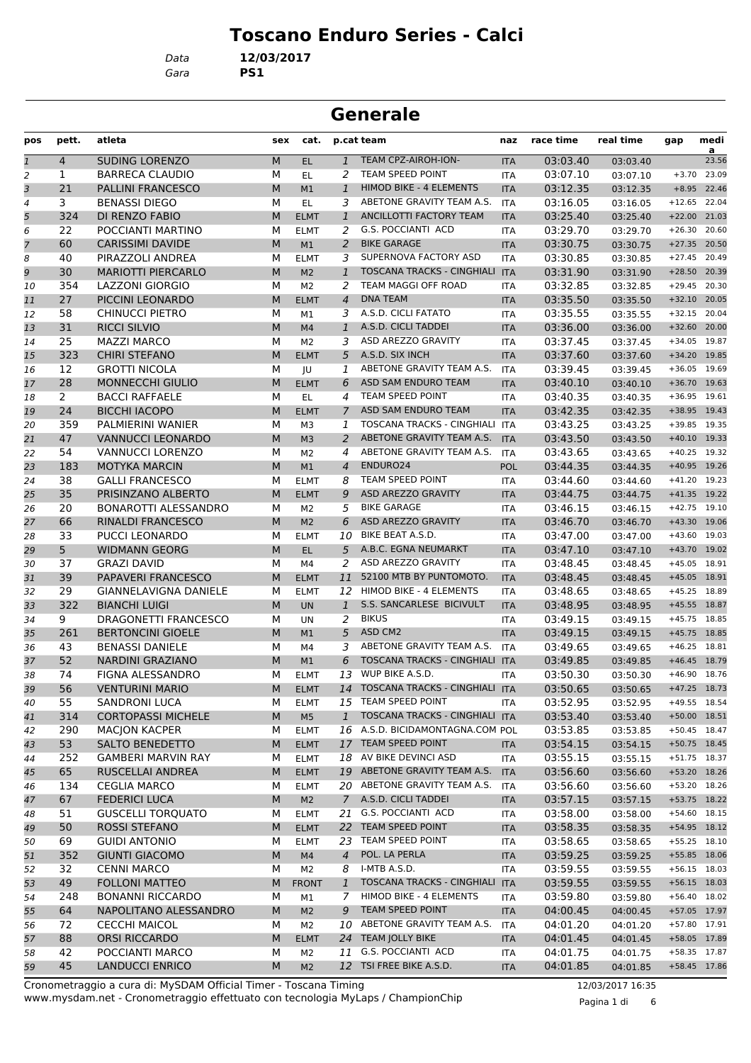# Toscano Enduro Series - Calci

Data **12/03/2017**

Gara **PS1**

## Generale

| pos | pett. | atleta | sex | cat. | p.cat | team | naz | race time | real time | gap | media |
|---|---|---|---|---|---|---|---|---|---|---|---|
| 1 | 4 | SUDING LORENZO | M | EL | 1 | TEAM CPZ-AIROH-ION- | ITA | 03:03.40 | 03:03.40 | | 23.56 |
| 2 | 1 | BARRECA CLAUDIO | M | EL | 2 | TEAM SPEED POINT | ITA | 03:07.10 | 03:07.10 | +3.70 | 23.09 |
| 3 | 21 | PALLINI FRANCESCO | M | M1 | 1 | HIMOD BIKE - 4 ELEMENTS | ITA | 03:12.35 | 03:12.35 | +8.95 | 22.46 |
| 4 | 3 | BENASSI DIEGO | M | EL | 3 | ABETONE GRAVITY TEAM A.S. | ITA | 03:16.05 | 03:16.05 | +12.65 | 22.04 |
| 5 | 324 | DI RENZO FABIO | M | ELMT | 1 | ANCILLOTTI FACTORY TEAM | ITA | 03:25.40 | 03:25.40 | +22.00 | 21.03 |
| 6 | 22 | POCCIANTI MARTINO | M | ELMT | 2 | G.S. POCCIANTI ACD | ITA | 03:29.70 | 03:29.70 | +26.30 | 20.60 |
| 7 | 60 | CARISSIMI DAVIDE | M | M1 | 2 | BIKE GARAGE | ITA | 03:30.75 | 03:30.75 | +27.35 | 20.50 |
| 8 | 40 | PIRAZZOLI ANDREA | M | ELMT | 3 | SUPERNOVA FACTORY ASD | ITA | 03:30.85 | 03:30.85 | +27.45 | 20.49 |
| 9 | 30 | MARIOTTI PIERCARLO | M | M2 | 1 | TOSCANA TRACKS - CINGHIALI | ITA | 03:31.90 | 03:31.90 | +28.50 | 20.39 |
| 10 | 354 | LAZZONI GIORGIO | M | M2 | 2 | TEAM MAGGI OFF ROAD | ITA | 03:32.85 | 03:32.85 | +29.45 | 20.30 |
| 11 | 27 | PICCINI LEONARDO | M | ELMT | 4 | DNA TEAM | ITA | 03:35.50 | 03:35.50 | +32.10 | 20.05 |
| 12 | 58 | CHINUCCI PIETRO | M | M1 | 3 | A.S.D. CICLI FATATO | ITA | 03:35.55 | 03:35.55 | +32.15 | 20.04 |
| 13 | 31 | RICCI SILVIO | M | M4 | 1 | A.S.D. CICLI TADDEI | ITA | 03:36.00 | 03:36.00 | +32.60 | 20.00 |
| 14 | 25 | MAZZI MARCO | M | M2 | 3 | ASD AREZZO GRAVITY | ITA | 03:37.45 | 03:37.45 | +34.05 | 19.87 |
| 15 | 323 | CHIRI STEFANO | M | ELMT | 5 | A.S.D. SIX INCH | ITA | 03:37.60 | 03:37.60 | +34.20 | 19.85 |
| 16 | 12 | GROTTI NICOLA | M | JU | 1 | ABETONE GRAVITY TEAM A.S. | ITA | 03:39.45 | 03:39.45 | +36.05 | 19.69 |
| 17 | 28 | MONNECCHI GIULIO | M | ELMT | 6 | ASD SAM ENDURO TEAM | ITA | 03:40.10 | 03:40.10 | +36.70 | 19.63 |
| 18 | 2 | BACCI RAFFAELE | M | EL | 4 | TEAM SPEED POINT | ITA | 03:40.35 | 03:40.35 | +36.95 | 19.61 |
| 19 | 24 | BICCHI IACOPO | M | ELMT | 7 | ASD SAM ENDURO TEAM | ITA | 03:42.35 | 03:42.35 | +38.95 | 19.43 |
| 20 | 359 | PALMIERINI WANIER | M | M3 | 1 | TOSCANA TRACKS - CINGHIALI | ITA | 03:43.25 | 03:43.25 | +39.85 | 19.35 |
| 21 | 47 | VANNUCCI LEONARDO | M | M3 | 2 | ABETONE GRAVITY TEAM A.S. | ITA | 03:43.50 | 03:43.50 | +40.10 | 19.33 |
| 22 | 54 | VANNUCCI LORENZO | M | M2 | 4 | ABETONE GRAVITY TEAM A.S. | ITA | 03:43.65 | 03:43.65 | +40.25 | 19.32 |
| 23 | 183 | MOTYKA MARCIN | M | M1 | 4 | ENDURO24 | POL | 03:44.35 | 03:44.35 | +40.95 | 19.26 |
| 24 | 38 | GALLI FRANCESCO | M | ELMT | 8 | TEAM SPEED POINT | ITA | 03:44.60 | 03:44.60 | +41.20 | 19.23 |
| 25 | 35 | PRISINZANO ALBERTO | M | ELMT | 9 | ASD AREZZO GRAVITY | ITA | 03:44.75 | 03:44.75 | +41.35 | 19.22 |
| 26 | 20 | BONAROTTI ALESSANDRO | M | M2 | 5 | BIKE GARAGE | ITA | 03:46.15 | 03:46.15 | +42.75 | 19.10 |
| 27 | 66 | RINALDI FRANCESCO | M | M2 | 6 | ASD AREZZO GRAVITY | ITA | 03:46.70 | 03:46.70 | +43.30 | 19.06 |
| 28 | 33 | PUCCI LEONARDO | M | ELMT | 10 | BIKE BEAT A.S.D. | ITA | 03:47.00 | 03:47.00 | +43.60 | 19.03 |
| 29 | 5 | WIDMANN GEORG | M | EL | 5 | A.B.C. EGNA NEUMARKT | ITA | 03:47.10 | 03:47.10 | +43.70 | 19.02 |
| 30 | 37 | GRAZI DAVID | M | M4 | 2 | ASD AREZZO GRAVITY | ITA | 03:48.45 | 03:48.45 | +45.05 | 18.91 |
| 31 | 39 | PAPAVERI FRANCESCO | M | ELMT | 11 | 52100 MTB BY PUNTOMOTO. | ITA | 03:48.45 | 03:48.45 | +45.05 | 18.91 |
| 32 | 29 | GIANNELAVIGNA DANIELE | M | ELMT | 12 | HIMOD BIKE - 4 ELEMENTS | ITA | 03:48.65 | 03:48.65 | +45.25 | 18.89 |
| 33 | 322 | BIANCHI LUIGI | M | UN | 1 | S.S. SANCARLESE BICIVULT | ITA | 03:48.95 | 03:48.95 | +45.55 | 18.87 |
| 34 | 9 | DRAGONETTI FRANCESCO | M | UN | 2 | BIKUS | ITA | 03:49.15 | 03:49.15 | +45.75 | 18.85 |
| 35 | 261 | BERTONCINI GIOELE | M | M1 | 5 | ASD CM2 | ITA | 03:49.15 | 03:49.15 | +45.75 | 18.85 |
| 36 | 43 | BENASSI DANIELE | M | M4 | 3 | ABETONE GRAVITY TEAM A.S. | ITA | 03:49.65 | 03:49.65 | +46.25 | 18.81 |
| 37 | 52 | NARDINI GRAZIANO | M | M1 | 6 | TOSCANA TRACKS - CINGHIALI | ITA | 03:49.85 | 03:49.85 | +46.45 | 18.79 |
| 38 | 74 | FIGNA ALESSANDRO | M | ELMT | 13 | WUP BIKE A.S.D. | ITA | 03:50.30 | 03:50.30 | +46.90 | 18.76 |
| 39 | 56 | VENTURINI MARIO | M | ELMT | 14 | TOSCANA TRACKS - CINGHIALI | ITA | 03:50.65 | 03:50.65 | +47.25 | 18.73 |
| 40 | 55 | SANDRONI LUCA | M | ELMT | 15 | TEAM SPEED POINT | ITA | 03:52.95 | 03:52.95 | +49.55 | 18.54 |
| 41 | 314 | CORTOPASSI MICHELE | M | M5 | 1 | TOSCANA TRACKS - CINGHIALI | ITA | 03:53.40 | 03:53.40 | +50.00 | 18.51 |
| 42 | 290 | MACJON KACPER | M | ELMT | 16 | A.S.D. BICIDAMONTAGNA.COM | POL | 03:53.85 | 03:53.85 | +50.45 | 18.47 |
| 43 | 53 | SALTO BENEDETTO | M | ELMT | 17 | TEAM SPEED POINT | ITA | 03:54.15 | 03:54.15 | +50.75 | 18.45 |
| 44 | 252 | GAMBERI MARVIN RAY | M | ELMT | 18 | AV BIKE DEVINCI ASD | ITA | 03:55.15 | 03:55.15 | +51.75 | 18.37 |
| 45 | 65 | RUSCELLAI ANDREA | M | ELMT | 19 | ABETONE GRAVITY TEAM A.S. | ITA | 03:56.60 | 03:56.60 | +53.20 | 18.26 |
| 46 | 134 | CEGLIA MARCO | M | ELMT | 20 | ABETONE GRAVITY TEAM A.S. | ITA | 03:56.60 | 03:56.60 | +53.20 | 18.26 |
| 47 | 67 | FEDERICI LUCA | M | M2 | 7 | A.S.D. CICLI TADDEI | ITA | 03:57.15 | 03:57.15 | +53.75 | 18.22 |
| 48 | 51 | GUSCELLI TORQUATO | M | ELMT | 21 | G.S. POCCIANTI ACD | ITA | 03:58.00 | 03:58.00 | +54.60 | 18.15 |
| 49 | 50 | ROSSI STEFANO | M | ELMT | 22 | TEAM SPEED POINT | ITA | 03:58.35 | 03:58.35 | +54.95 | 18.12 |
| 50 | 69 | GUIDI ANTONIO | M | ELMT | 23 | TEAM SPEED POINT | ITA | 03:58.65 | 03:58.65 | +55.25 | 18.10 |
| 51 | 352 | GIUNTI GIACOMO | M | M4 | 4 | POL. LA PERLA | ITA | 03:59.25 | 03:59.25 | +55.85 | 18.06 |
| 52 | 32 | CENNI MARCO | M | M2 | 8 | I-MTB A.S.D. | ITA | 03:59.55 | 03:59.55 | +56.15 | 18.03 |
| 53 | 49 | FOLLONI MATTEO | M | FRONT | 1 | TOSCANA TRACKS - CINGHIALI | ITA | 03:59.55 | 03:59.55 | +56.15 | 18.03 |
| 54 | 248 | BONANNI RICCARDO | M | M1 | 7 | HIMOD BIKE - 4 ELEMENTS | ITA | 03:59.80 | 03:59.80 | +56.40 | 18.02 |
| 55 | 64 | NAPOLITANO ALESSANDRO | M | M2 | 9 | TEAM SPEED POINT | ITA | 04:00.45 | 04:00.45 | +57.05 | 17.97 |
| 56 | 72 | CECCHI MAICOL | M | M2 | 10 | ABETONE GRAVITY TEAM A.S. | ITA | 04:01.20 | 04:01.20 | +57.80 | 17.91 |
| 57 | 88 | ORSI RICCARDO | M | ELMT | 24 | TEAM JOLLY BIKE | ITA | 04:01.45 | 04:01.45 | +58.05 | 17.89 |
| 58 | 42 | POCCIANTI MARCO | M | M2 | 11 | G.S. POCCIANTI ACD | ITA | 04:01.75 | 04:01.75 | +58.35 | 17.87 |
| 59 | 45 | LANDUCCI ENRICO | M | M2 | 12 | TSI FREE BIKE A.S.D. | ITA | 04:01.85 | 04:01.85 | +58.45 | 17.86 |

Cronometraggio a cura di: MySDAM Official Timer - Toscana Timing
www.mysdam.net - Cronometraggio effettuato con tecnologia MyLaps / ChampionChip

12/03/2017 16:35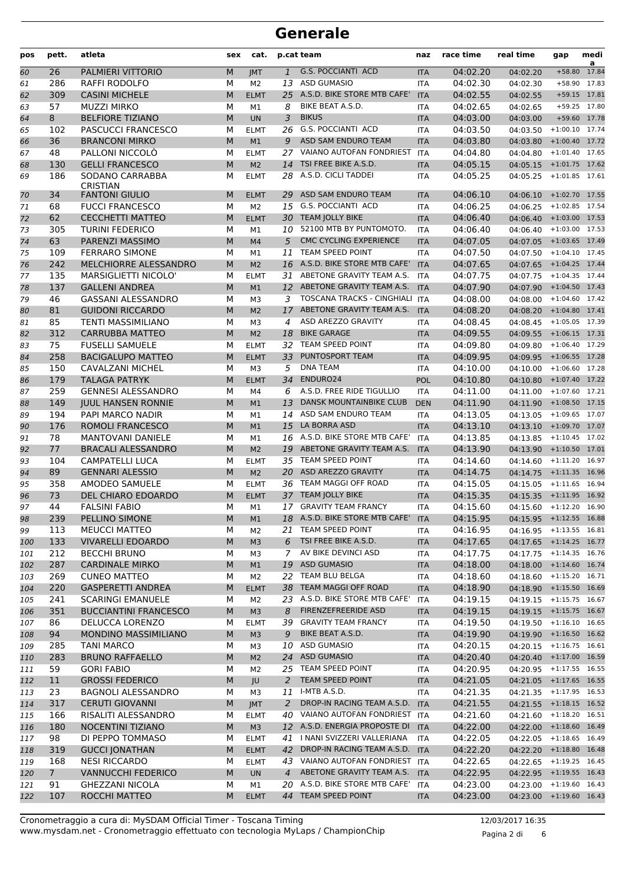# Generale

| pos | pett. | atleta | sex | cat. | p.cat | team | naz | race time | real time | gap | media |
|---|---|---|---|---|---|---|---|---|---|---|---|
| 60 | 26 | PALMIERI VITTORIO | M | JMT | 1 | G.S. POCCIANTI ACD | ITA | 04:02.20 | 04:02.20 | +58.80 | 17.84 |
| 61 | 286 | RAFFI RODOLFO | M | M2 | 13 | ASD GUMASIO | ITA | 04:02.30 | 04:02.30 | +58.90 | 17.83 |
| 62 | 309 | CASINI MICHELE | M | ELMT | 25 | A.S.D. BIKE STORE MTB CAFE' | ITA | 04:02.55 | 04:02.55 | +59.15 | 17.81 |
| 63 | 57 | MUZZI MIRKO | M | M1 | 8 | BIKE BEAT A.S.D. | ITA | 04:02.65 | 04:02.65 | +59.25 | 17.80 |
| 64 | 8 | BELFIORE TIZIANO | M | UN | 3 | BIKUS | ITA | 04:03.00 | 04:03.00 | +59.60 | 17.78 |
| 65 | 102 | PASCUCCI FRANCESCO | M | ELMT | 26 | G.S. POCCIANTI ACD | ITA | 04:03.50 | 04:03.50 | +1:00.10 | 17.74 |
| 66 | 36 | BRANCONI MIRKO | M | M1 | 9 | ASD SAM ENDURO TEAM | ITA | 04:03.80 | 04:03.80 | +1:00.40 | 17.72 |
| 67 | 48 | PALLONI NICCOLÒ | M | ELMT | 27 | VAIANO AUTOFAN FONDRIEST | ITA | 04:04.80 | 04:04.80 | +1:01.40 | 17.65 |
| 68 | 130 | GELLI FRANCESCO | M | M2 | 14 | TSI FREE BIKE A.S.D. | ITA | 04:05.15 | 04:05.15 | +1:01.75 | 17.62 |
| 69 | 186 | SODANO CARRABBA CRISTIAN | M | ELMT | 28 | A.S.D. CICLI TADDEI | ITA | 04:05.25 | 04:05.25 | +1:01.85 | 17.61 |
| 70 | 34 | FANTONI GIULIO | M | ELMT | 29 | ASD SAM ENDURO TEAM | ITA | 04:06.10 | 04:06.10 | +1:02.70 | 17.55 |
| 71 | 68 | FUCCI FRANCESCO | M | M2 | 15 | G.S. POCCIANTI ACD | ITA | 04:06.25 | 04:06.25 | +1:02.85 | 17.54 |
| 72 | 62 | CECCHETTI MATTEO | M | ELMT | 30 | TEAM JOLLY BIKE | ITA | 04:06.40 | 04:06.40 | +1:03.00 | 17.53 |
| 73 | 305 | TURINI FEDERICO | M | M1 | 10 | 52100 MTB BY PUNTOMOTO. | ITA | 04:06.40 | 04:06.40 | +1:03.00 | 17.53 |
| 74 | 63 | PARENZI MASSIMO | M | M4 | 5 | CMC CYCLING EXPERIENCE | ITA | 04:07.05 | 04:07.05 | +1:03.65 | 17.49 |
| 75 | 109 | FERRARO SIMONE | M | M1 | 11 | TEAM SPEED POINT | ITA | 04:07.50 | 04:07.50 | +1:04.10 | 17.45 |
| 76 | 242 | MELCHIORRE ALESSANDRO | M | M2 | 16 | A.S.D. BIKE STORE MTB CAFE' | ITA | 04:07.65 | 04:07.65 | +1:04.25 | 17.44 |
| 77 | 135 | MARSIGLIETTI NICOLO' | M | ELMT | 31 | ABETONE GRAVITY TEAM A.S. | ITA | 04:07.75 | 04:07.75 | +1:04.35 | 17.44 |
| 78 | 137 | GALLENI ANDREA | M | M1 | 12 | ABETONE GRAVITY TEAM A.S. | ITA | 04:07.90 | 04:07.90 | +1:04.50 | 17.43 |
| 79 | 46 | GASSANI ALESSANDRO | M | M3 | 3 | TOSCANA TRACKS - CINGHIALI | ITA | 04:08.00 | 04:08.00 | +1:04.60 | 17.42 |
| 80 | 81 | GUIDONI RICCARDO | M | M2 | 17 | ABETONE GRAVITY TEAM A.S. | ITA | 04:08.20 | 04:08.20 | +1:04.80 | 17.41 |
| 81 | 85 | TENTI MASSIMILIANO | M | M3 | 4 | ASD AREZZO GRAVITY | ITA | 04:08.45 | 04:08.45 | +1:05.05 | 17.39 |
| 82 | 312 | CARRUBBA MATTEO | M | M2 | 18 | BIKE GARAGE | ITA | 04:09.55 | 04:09.55 | +1:06.15 | 17.31 |
| 83 | 75 | FUSELLI SAMUELE | M | ELMT | 32 | TEAM SPEED POINT | ITA | 04:09.80 | 04:09.80 | +1:06.40 | 17.29 |
| 84 | 258 | BACIGALUPO MATTEO | M | ELMT | 33 | PUNTOSPORT TEAM | ITA | 04:09.95 | 04:09.95 | +1:06.55 | 17.28 |
| 85 | 150 | CAVALZANI MICHEL | M | M3 | 5 | DNA TEAM | ITA | 04:10.00 | 04:10.00 | +1:06.60 | 17.28 |
| 86 | 179 | TALAGA PATRYK | M | ELMT | 34 | ENDURO24 | POL | 04:10.80 | 04:10.80 | +1:07.40 | 17.22 |
| 87 | 259 | GENNESI ALESSANDRO | M | M4 | 6 | A.S.D. FREE RIDE TIGULLIO | ITA | 04:11.00 | 04:11.00 | +1:07.60 | 17.21 |
| 88 | 149 | JUUL HANSEN RONNIE | M | M1 | 13 | DANSK MOUNTAINBIKE CLUB | DEN | 04:11.90 | 04:11.90 | +1:08.50 | 17.15 |
| 89 | 194 | PAPI MARCO NADIR | M | M1 | 14 | ASD SAM ENDURO TEAM | ITA | 04:13.05 | 04:13.05 | +1:09.65 | 17.07 |
| 90 | 176 | ROMOLI FRANCESCO | M | M1 | 15 | LA BORRA ASD | ITA | 04:13.10 | 04:13.10 | +1:09.70 | 17.07 |
| 91 | 78 | MANTOVANI DANIELE | M | M1 | 16 | A.S.D. BIKE STORE MTB CAFE' | ITA | 04:13.85 | 04:13.85 | +1:10.45 | 17.02 |
| 92 | 77 | BRACALI ALESSANDRO | M | M2 | 19 | ABETONE GRAVITY TEAM A.S. | ITA | 04:13.90 | 04:13.90 | +1:10.50 | 17.01 |
| 93 | 104 | CAMPATELLI LUCA | M | ELMT | 35 | TEAM SPEED POINT | ITA | 04:14.60 | 04:14.60 | +1:11.20 | 16.97 |
| 94 | 89 | GENNARI ALESSIO | M | M2 | 20 | ASD AREZZO GRAVITY | ITA | 04:14.75 | 04:14.75 | +1:11.35 | 16.96 |
| 95 | 358 | AMODEO SAMUELE | M | ELMT | 36 | TEAM MAGGI OFF ROAD | ITA | 04:15.05 | 04:15.05 | +1:11.65 | 16.94 |
| 96 | 73 | DEL CHIARO EDOARDO | M | ELMT | 37 | TEAM JOLLY BIKE | ITA | 04:15.35 | 04:15.35 | +1:11.95 | 16.92 |
| 97 | 44 | FALSINI FABIO | M | M1 | 17 | GRAVITY TEAM FRANCY | ITA | 04:15.60 | 04:15.60 | +1:12.20 | 16.90 |
| 98 | 239 | PELLINO SIMONE | M | M1 | 18 | A.S.D. BIKE STORE MTB CAFE' | ITA | 04:15.95 | 04:15.95 | +1:12.55 | 16.88 |
| 99 | 113 | MEUCCI MATTEO | M | M2 | 21 | TEAM SPEED POINT | ITA | 04:16.95 | 04:16.95 | +1:13.55 | 16.81 |
| 100 | 133 | VIVARELLI EDOARDO | M | M3 | 6 | TSI FREE BIKE A.S.D. | ITA | 04:17.65 | 04:17.65 | +1:14.25 | 16.77 |
| 101 | 212 | BECCHI BRUNO | M | M3 | 7 | AV BIKE DEVINCI ASD | ITA | 04:17.75 | 04:17.75 | +1:14.35 | 16.76 |
| 102 | 287 | CARDELLI MIRKO | M | M1 | 19 | ASD GUMASIO | ITA | 04:18.00 | 04:18.00 | +1:14.60 | 16.74 |
| 103 | 269 | CUNEO MATTEO | M | M2 | 22 | TEAM BLU BELGA | ITA | 04:18.60 | 04:18.60 | +1:15.20 | 16.71 |
| 104 | 220 | GASPERETTI ANDREA | M | ELMT | 38 | TEAM MAGGI OFF ROAD | ITA | 04:18.90 | 04:18.90 | +1:15.50 | 16.69 |
| 105 | 241 | SCARINGI EMANUELE | M | M2 | 23 | A.S.D. BIKE STORE MTB CAFE' | ITA | 04:19.15 | 04:19.15 | +1:15.75 | 16.67 |
| 106 | 351 | BUCCIANTINI FRANCESCO | M | M3 | 8 | FIRENZEFREERIDE ASD | ITA | 04:19.15 | 04:19.15 | +1:15.75 | 16.67 |
| 107 | 86 | DELUCCA LORENZO | M | ELMT | 39 | GRAVITY TEAM FRANCY | ITA | 04:19.50 | 04:19.50 | +1:16.10 | 16.65 |
| 108 | 94 | MONDINO MASSIMILIANO | M | M3 | 9 | BIKE BEAT A.S.D. | ITA | 04:19.90 | 04:19.90 | +1:16.50 | 16.62 |
| 109 | 285 | TANI MARCO | M | M3 | 10 | ASD GUMASIO | ITA | 04:20.15 | 04:20.15 | +1:16.75 | 16.61 |
| 110 | 283 | BRUNO RAFFAELLO | M | M2 | 24 | ASD GUMASIO | ITA | 04:20.40 | 04:20.40 | +1:17.00 | 16.59 |
| 111 | 59 | GORI FABIO | M | M2 | 25 | TEAM SPEED POINT | ITA | 04:20.95 | 04:20.95 | +1:17.55 | 16.55 |
| 112 | 11 | GROSSI FEDERICO | M | JU | 2 | TEAM SPEED POINT | ITA | 04:21.05 | 04:21.05 | +1:17.65 | 16.55 |
| 113 | 23 | BAGNOLI ALESSANDRO | M | M3 | 11 | I-MTB A.S.D. | ITA | 04:21.35 | 04:21.35 | +1:17.95 | 16.53 |
| 114 | 317 | CERUTI GIOVANNI | M | JMT | 2 | DROP-IN RACING TEAM A.S.D. | ITA | 04:21.55 | 04:21.55 | +1:18.15 | 16.52 |
| 115 | 166 | RISALITI ALESSANDRO | M | ELMT | 40 | VAIANO AUTOFAN FONDRIEST | ITA | 04:21.60 | 04:21.60 | +1:18.20 | 16.51 |
| 116 | 180 | NOCENTINI TIZIANO | M | M3 | 12 | A.S.D. ENERGIA PROPOSTE DI | ITA | 04:22.00 | 04:22.00 | +1:18.60 | 16.49 |
| 117 | 98 | DI PEPPO TOMMASO | M | ELMT | 41 | I NANI SVIZZERI VALLERIANA | ITA | 04:22.05 | 04:22.05 | +1:18.65 | 16.49 |
| 118 | 319 | GUCCI JONATHAN | M | ELMT | 42 | DROP-IN RACING TEAM A.S.D. | ITA | 04:22.20 | 04:22.20 | +1:18.80 | 16.48 |
| 119 | 168 | NESI RICCARDO | M | ELMT | 43 | VAIANO AUTOFAN FONDRIEST | ITA | 04:22.65 | 04:22.65 | +1:19.25 | 16.45 |
| 120 | 7 | VANNUCCHI FEDERICO | M | UN | 4 | ABETONE GRAVITY TEAM A.S. | ITA | 04:22.95 | 04:22.95 | +1:19.55 | 16.43 |
| 121 | 91 | GHEZZANI NICOLA | M | M1 | 20 | A.S.D. BIKE STORE MTB CAFE' | ITA | 04:23.00 | 04:23.00 | +1:19.60 | 16.43 |
| 122 | 107 | ROCCHI MATTEO | M | ELMT | 44 | TEAM SPEED POINT | ITA | 04:23.00 | 04:23.00 | +1:19.60 | 16.43 |

Cronometraggio a cura di: MySDAM Official Timer - Toscana Timing
www.mysdam.net - Cronometraggio effettuato con tecnologia MyLaps / ChampionChip

12/03/2017 16:35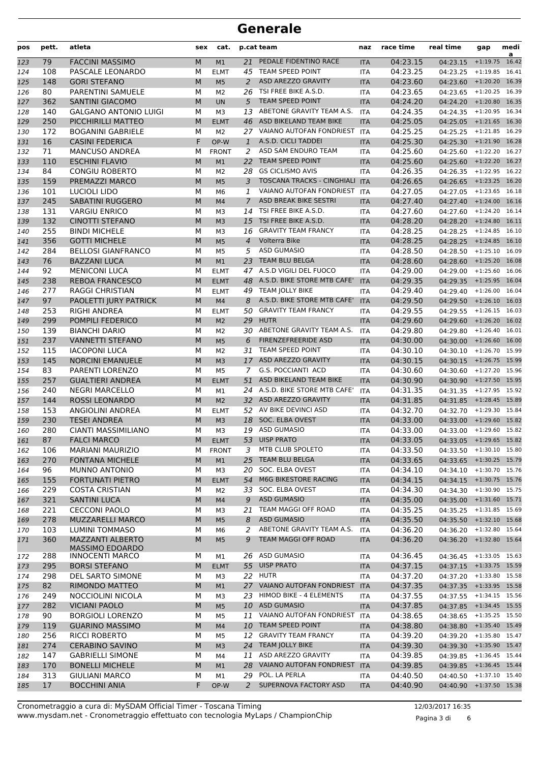# Generale

| pos | pett. | atleta | sex | cat. | p.cat | team | naz | race time | real time | gap | media |
|---|---|---|---|---|---|---|---|---|---|---|---|
| 123 | 79 | FACCINI MASSIMO | M | M1 | 21 | PEDALE FIDENTINO RACE | ITA | 04:23.15 | 04:23.15 | +1:19.75 | 16.42 |
| 124 | 108 | PASCALE LEONARDO | M | ELMT | 45 | TEAM SPEED POINT | ITA | 04:23.25 | 04:23.25 | +1:19.85 | 16.41 |
| 125 | 148 | GORI STEFANO | M | M5 | 2 | ASD AREZZO GRAVITY | ITA | 04:23.60 | 04:23.60 | +1:20.20 | 16.39 |
| 126 | 80 | PARENTINI SAMUELE | M | M2 | 26 | TSI FREE BIKE A.S.D. | ITA | 04:23.65 | 04:23.65 | +1:20.25 | 16.39 |
| 127 | 362 | SANTINI GIACOMO | M | UN | 5 | TEAM SPEED POINT | ITA | 04:24.20 | 04:24.20 | +1:20.80 | 16.35 |
| 128 | 140 | GALGANO ANTONIO LUIGI | M | M3 | 13 | ABETONE GRAVITY TEAM A.S. | ITA | 04:24.35 | 04:24.35 | +1:20.95 | 16.34 |
| 129 | 250 | PICCHIRILLI MATTEO | M | ELMT | 46 | ASD BIKELAND TEAM BIKE | ITA | 04:25.05 | 04:25.05 | +1:21.65 | 16.30 |
| 130 | 172 | BOGANINI GABRIELE | M | M2 | 27 | VAIANO AUTOFAN FONDRIEST | ITA | 04:25.25 | 04:25.25 | +1:21.85 | 16.29 |
| 131 | 16 | CASINI FEDERICA | F | OP-W | 1 | A.S.D. CICLI TADDEI | ITA | 04:25.30 | 04:25.30 | +1:21.90 | 16.28 |
| 132 | 71 | MANCUSO ANDREA | M | FRONT | 2 | ASD SAM ENDURO TEAM | ITA | 04:25.60 | 04:25.60 | +1:22.20 | 16.27 |
| 133 | 110 | ESCHINI FLAVIO | M | M1 | 22 | TEAM SPEED POINT | ITA | 04:25.60 | 04:25.60 | +1:22.20 | 16.27 |
| 134 | 84 | CONGIU ROBERTO | M | M2 | 28 | GS CICLISMO AVIS | ITA | 04:26.35 | 04:26.35 | +1:22.95 | 16.22 |
| 135 | 159 | PREMAZZI MARCO | M | M5 | 3 | TOSCANA TRACKS - CINGHIALI | ITA | 04:26.65 | 04:26.65 | +1:23.25 | 16.20 |
| 136 | 101 | LUCIOLI LIDO | M | M6 | 1 | VAIANO AUTOFAN FONDRIEST | ITA | 04:27.05 | 04:27.05 | +1:23.65 | 16.18 |
| 137 | 245 | SABATINI RUGGERO | M | M4 | 7 | ASD BREAK BIKE SESTRI | ITA | 04:27.40 | 04:27.40 | +1:24.00 | 16.16 |
| 138 | 131 | VARGIU ENRICO | M | M3 | 14 | TSI FREE BIKE A.S.D. | ITA | 04:27.60 | 04:27.60 | +1:24.20 | 16.14 |
| 139 | 132 | CINOTTI STEFANO | M | M3 | 15 | TSI FREE BIKE A.S.D. | ITA | 04:28.20 | 04:28.20 | +1:24.80 | 16.11 |
| 140 | 255 | BINDI MICHELE | M | M3 | 16 | GRAVITY TEAM FRANCY | ITA | 04:28.25 | 04:28.25 | +1:24.85 | 16.10 |
| 141 | 356 | GOTTI MICHELE | M | M5 | 4 | Volterra Bike | ITA | 04:28.25 | 04:28.25 | +1:24.85 | 16.10 |
| 142 | 284 | BELLOSI GIANFRANCO | M | M5 | 5 | ASD GUMASIO | ITA | 04:28.50 | 04:28.50 | +1:25.10 | 16.09 |
| 143 | 76 | BAZZANI LUCA | M | M1 | 23 | TEAM BLU BELGA | ITA | 04:28.60 | 04:28.60 | +1:25.20 | 16.08 |
| 144 | 92 | MENICONI LUCA | M | ELMT | 47 | A.S.D VIGILI DEL FUOCO | ITA | 04:29.00 | 04:29.00 | +1:25.60 | 16.06 |
| 145 | 238 | REBOA FRANCESCO | M | ELMT | 48 | A.S.D. BIKE STORE MTB CAFE' | ITA | 04:29.35 | 04:29.35 | +1:25.95 | 16.04 |
| 146 | 277 | RAGGI CHRISTIAN | M | ELMT | 49 | TEAM JOLLY BIKE | ITA | 04:29.40 | 04:29.40 | +1:26.00 | 16.04 |
| 147 | 97 | PAOLETTI JURY PATRICK | M | M4 | 8 | A.S.D. BIKE STORE MTB CAFE' | ITA | 04:29.50 | 04:29.50 | +1:26.10 | 16.03 |
| 148 | 253 | RIGHI ANDREA | M | ELMT | 50 | GRAVITY TEAM FRANCY | ITA | 04:29.55 | 04:29.55 | +1:26.15 | 16.03 |
| 149 | 299 | POMPILI FEDERICO | M | M2 | 29 | HUTR | ITA | 04:29.60 | 04:29.60 | +1:26.20 | 16.02 |
| 150 | 139 | BIANCHI DARIO | M | M2 | 30 | ABETONE GRAVITY TEAM A.S. | ITA | 04:29.80 | 04:29.80 | +1:26.40 | 16.01 |
| 151 | 237 | VANNETTI STEFANO | M | M5 | 6 | FIRENZEFREERIDE ASD | ITA | 04:30.00 | 04:30.00 | +1:26.60 | 16.00 |
| 152 | 115 | IACOPONI LUCA | M | M2 | 31 | TEAM SPEED POINT | ITA | 04:30.10 | 04:30.10 | +1:26.70 | 15.99 |
| 153 | 145 | NORCINI EMANUELE | M | M3 | 17 | ASD AREZZO GRAVITY | ITA | 04:30.15 | 04:30.15 | +1:26.75 | 15.99 |
| 154 | 83 | PARENTI LORENZO | M | M5 | 7 | G.S. POCCIANTI ACD | ITA | 04:30.60 | 04:30.60 | +1:27.20 | 15.96 |
| 155 | 257 | GUALTIERI ANDREA | M | ELMT | 51 | ASD BIKELAND TEAM BIKE | ITA | 04:30.90 | 04:30.90 | +1:27.50 | 15.95 |
| 156 | 240 | NEGRI MARCELLO | M | M1 | 24 | A.S.D. BIKE STORE MTB CAFE' | ITA | 04:31.35 | 04:31.35 | +1:27.95 | 15.92 |
| 157 | 144 | ROSSI LEONARDO | M | M2 | 32 | ASD AREZZO GRAVITY | ITA | 04:31.85 | 04:31.85 | +1:28.45 | 15.89 |
| 158 | 153 | ANGIOLINI ANDREA | M | ELMT | 52 | AV BIKE DEVINCI ASD | ITA | 04:32.70 | 04:32.70 | +1:29.30 | 15.84 |
| 159 | 230 | TESEI ANDREA | M | M3 | 18 | SOC. ELBA OVEST | ITA | 04:33.00 | 04:33.00 | +1:29.60 | 15.82 |
| 160 | 280 | CIANTI MASSIMILIANO | M | M3 | 19 | ASD GUMASIO | ITA | 04:33.00 | 04:33.00 | +1:29.60 | 15.82 |
| 161 | 87 | FALCI MARCO | M | ELMT | 53 | UISP PRATO | ITA | 04:33.05 | 04:33.05 | +1:29.65 | 15.82 |
| 162 | 106 | MARIANI MAURIZIO | M | FRONT | 3 | MTB CLUB SPOLETO | ITA | 04:33.50 | 04:33.50 | +1:30.10 | 15.80 |
| 163 | 270 | FONTANA MICHELE | M | M1 | 25 | TEAM BLU BELGA | ITA | 04:33.65 | 04:33.65 | +1:30.25 | 15.79 |
| 164 | 96 | MUNNO ANTONIO | M | M3 | 20 | SOC. ELBA OVEST | ITA | 04:34.10 | 04:34.10 | +1:30.70 | 15.76 |
| 165 | 155 | FORTUNATI PIETRO | M | ELMT | 54 | M6G BIKESTORE RACING | ITA | 04:34.15 | 04:34.15 | +1:30.75 | 15.76 |
| 166 | 229 | COSTA CRISTIAN | M | M2 | 33 | SOC. ELBA OVEST | ITA | 04:34.30 | 04:34.30 | +1:30.90 | 15.75 |
| 167 | 321 | SANTINI LUCA | M | M4 | 9 | ASD GUMASIO | ITA | 04:35.00 | 04:35.00 | +1:31.60 | 15.71 |
| 168 | 221 | CECCONI PAOLO | M | M3 | 21 | TEAM MAGGI OFF ROAD | ITA | 04:35.25 | 04:35.25 | +1:31.85 | 15.69 |
| 169 | 278 | MUZZARELLI MARCO | M | M5 | 8 | ASD GUMASIO | ITA | 04:35.50 | 04:35.50 | +1:32.10 | 15.68 |
| 170 | 103 | LUMINI TOMMASO | M | M6 | 2 | ABETONE GRAVITY TEAM A.S. | ITA | 04:36.20 | 04:36.20 | +1:32.80 | 15.64 |
| 171 | 360 | MAZZANTI ALBERTO MASSIMO EDOARDO | M | M5 | 9 | TEAM MAGGI OFF ROAD | ITA | 04:36.20 | 04:36.20 | +1:32.80 | 15.64 |
| 172 | 288 | INNOCENTI MARCO | M | M1 | 26 | ASD GUMASIO | ITA | 04:36.45 | 04:36.45 | +1:33.05 | 15.63 |
| 173 | 295 | BORSI STEFANO | M | ELMT | 55 | UISP PRATO | ITA | 04:37.15 | 04:37.15 | +1:33.75 | 15.59 |
| 174 | 298 | DEL SARTO SIMONE | M | M3 | 22 | HUTR | ITA | 04:37.20 | 04:37.20 | +1:33.80 | 15.58 |
| 175 | 82 | RIMONDO MATTEO | M | M1 | 27 | VAIANO AUTOFAN FONDRIEST | ITA | 04:37.35 | 04:37.35 | +1:33.95 | 15.58 |
| 176 | 249 | NOCCIOLINI NICOLA | M | M3 | 23 | HIMOD BIKE - 4 ELEMENTS | ITA | 04:37.55 | 04:37.55 | +1:34.15 | 15.56 |
| 177 | 282 | VICIANI PAOLO | M | M5 | 10 | ASD GUMASIO | ITA | 04:37.85 | 04:37.85 | +1:34.45 | 15.55 |
| 178 | 90 | BORGIOLI LORENZO | M | M5 | 11 | VAIANO AUTOFAN FONDRIEST | ITA | 04:38.65 | 04:38.65 | +1:35.25 | 15.50 |
| 179 | 119 | GUARINO MASSIMO | M | M4 | 10 | TEAM SPEED POINT | ITA | 04:38.80 | 04:38.80 | +1:35.40 | 15.49 |
| 180 | 256 | RICCI ROBERTO | M | M5 | 12 | GRAVITY TEAM FRANCY | ITA | 04:39.20 | 04:39.20 | +1:35.80 | 15.47 |
| 181 | 274 | CERABINO SAVINO | M | M3 | 24 | TEAM JOLLY BIKE | ITA | 04:39.30 | 04:39.30 | +1:35.90 | 15.47 |
| 182 | 147 | GABRIELLI SIMONE | M | M4 | 11 | ASD AREZZO GRAVITY | ITA | 04:39.85 | 04:39.85 | +1:36.45 | 15.44 |
| 183 | 170 | BONELLI MICHELE | M | M1 | 28 | VAIANO AUTOFAN FONDRIEST | ITA | 04:39.85 | 04:39.85 | +1:36.45 | 15.44 |
| 184 | 313 | GIULIANI MARCO | M | M1 | 29 | POL. LA PERLA | ITA | 04:40.50 | 04:40.50 | +1:37.10 | 15.40 |
| 185 | 17 | BOCCHINI ANIA | F | OP-W | 2 | SUPERNOVA FACTORY ASD | ITA | 04:40.90 | 04:40.90 | +1:37.50 | 15.38 |

Cronometraggio a cura di: MySDAM Official Timer - Toscana Timing
www.mysdam.net - Cronometraggio effettuato con tecnologia MyLaps / ChampionChip

12/03/2017 16:35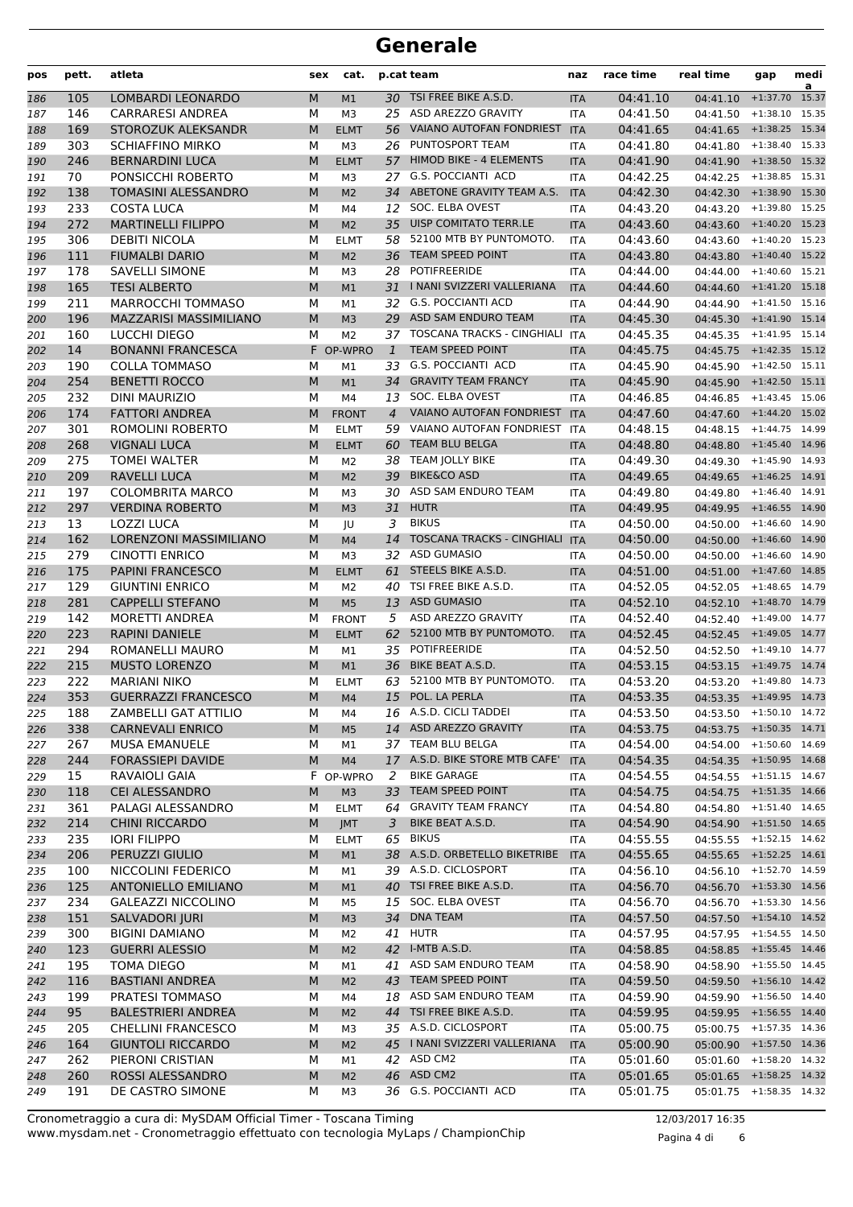# Generale

| pos | pett. | atleta | sex | cat. | p.cat | team | naz | race time | real time | gap | media |
|---|---|---|---|---|---|---|---|---|---|---|---|
| 186 | 105 | LOMBARDI LEONARDO | M | M1 | 30 | TSI FREE BIKE A.S.D. | ITA | 04:41.10 | 04:41.10 | +1:37.70 | 15.37 |
| 187 | 146 | CARRARESI ANDREA | M | M3 | 25 | ASD AREZZO GRAVITY | ITA | 04:41.50 | 04:41.50 | +1:38.10 | 15.35 |
| 188 | 169 | STOROZUK ALEKSANDR | M | ELMT | 56 | VAIANO AUTOFAN FONDRIEST | ITA | 04:41.65 | 04:41.65 | +1:38.25 | 15.34 |
| 189 | 303 | SCHIAFFINO MIRKO | M | M3 | 26 | PUNTOSPORT TEAM | ITA | 04:41.80 | 04:41.80 | +1:38.40 | 15.33 |
| 190 | 246 | BERNARDINI LUCA | M | ELMT | 57 | HIMOD BIKE - 4 ELEMENTS | ITA | 04:41.90 | 04:41.90 | +1:38.50 | 15.32 |
| 191 | 70 | PONSICCHI ROBERTO | M | M3 | 27 | G.S. POCCIANTI ACD | ITA | 04:42.25 | 04:42.25 | +1:38.85 | 15.31 |
| 192 | 138 | TOMASINI ALESSANDRO | M | M2 | 34 | ABETONE GRAVITY TEAM A.S. | ITA | 04:42.30 | 04:42.30 | +1:38.90 | 15.30 |
| 193 | 233 | COSTA LUCA | M | M4 | 12 | SOC. ELBA OVEST | ITA | 04:43.20 | 04:43.20 | +1:39.80 | 15.25 |
| 194 | 272 | MARTINELLI FILIPPO | M | M2 | 35 | UISP COMITATO TERR.LE | ITA | 04:43.60 | 04:43.60 | +1:40.20 | 15.23 |
| 195 | 306 | DEBITI NICOLA | M | ELMT | 58 | 52100 MTB BY PUNTOMOTO. | ITA | 04:43.60 | 04:43.60 | +1:40.20 | 15.23 |
| 196 | 111 | FIUMALBI DARIO | M | M2 | 36 | TEAM SPEED POINT | ITA | 04:43.80 | 04:43.80 | +1:40.40 | 15.22 |
| 197 | 178 | SAVELLI SIMONE | M | M3 | 28 | POTIFREERIDE | ITA | 04:44.00 | 04:44.00 | +1:40.60 | 15.21 |
| 198 | 165 | TESI ALBERTO | M | M1 | 31 | I NANI SVIZZERI VALLERIANA | ITA | 04:44.60 | 04:44.60 | +1:41.20 | 15.18 |
| 199 | 211 | MARROCCHI TOMMASO | M | M1 | 32 | G.S. POCCIANTI ACD | ITA | 04:44.90 | 04:44.90 | +1:41.50 | 15.16 |
| 200 | 196 | MAZZARISI MASSIMILIANO | M | M3 | 29 | ASD SAM ENDURO TEAM | ITA | 04:45.30 | 04:45.30 | +1:41.90 | 15.14 |
| 201 | 160 | LUCCHI DIEGO | M | M2 | 37 | TOSCANA TRACKS - CINGHIALI | ITA | 04:45.35 | 04:45.35 | +1:41.95 | 15.14 |
| 202 | 14 | BONANNI FRANCESCA | F | OP-WPRO | 1 | TEAM SPEED POINT | ITA | 04:45.75 | 04:45.75 | +1:42.35 | 15.12 |
| 203 | 190 | COLLA TOMMASO | M | M1 | 33 | G.S. POCCIANTI ACD | ITA | 04:45.90 | 04:45.90 | +1:42.50 | 15.11 |
| 204 | 254 | BENETTI ROCCO | M | M1 | 34 | GRAVITY TEAM FRANCY | ITA | 04:45.90 | 04:45.90 | +1:42.50 | 15.11 |
| 205 | 232 | DINI MAURIZIO | M | M4 | 13 | SOC. ELBA OVEST | ITA | 04:46.85 | 04:46.85 | +1:43.45 | 15.06 |
| 206 | 174 | FATTORI ANDREA | M | FRONT | 4 | VAIANO AUTOFAN FONDRIEST | ITA | 04:47.60 | 04:47.60 | +1:44.20 | 15.02 |
| 207 | 301 | ROMOLINI ROBERTO | M | ELMT | 59 | VAIANO AUTOFAN FONDRIEST | ITA | 04:48.15 | 04:48.15 | +1:44.75 | 14.99 |
| 208 | 268 | VIGNALI LUCA | M | ELMT | 60 | TEAM BLU BELGA | ITA | 04:48.80 | 04:48.80 | +1:45.40 | 14.96 |
| 209 | 275 | TOMEI WALTER | M | M2 | 38 | TEAM JOLLY BIKE | ITA | 04:49.30 | 04:49.30 | +1:45.90 | 14.93 |
| 210 | 209 | RAVELLI LUCA | M | M2 | 39 | BIKE&CO ASD | ITA | 04:49.65 | 04:49.65 | +1:46.25 | 14.91 |
| 211 | 197 | COLOMBRITA MARCO | M | M3 | 30 | ASD SAM ENDURO TEAM | ITA | 04:49.80 | 04:49.80 | +1:46.40 | 14.91 |
| 212 | 297 | VERDINA ROBERTO | M | M3 | 31 | HUTR | ITA | 04:49.95 | 04:49.95 | +1:46.55 | 14.90 |
| 213 | 13 | LOZZI LUCA | M | JU | 3 | BIKUS | ITA | 04:50.00 | 04:50.00 | +1:46.60 | 14.90 |
| 214 | 162 | LORENZONI MASSIMILIANO | M | M4 | 14 | TOSCANA TRACKS - CINGHIALI | ITA | 04:50.00 | 04:50.00 | +1:46.60 | 14.90 |
| 215 | 279 | CINOTTI ENRICO | M | M3 | 32 | ASD GUMASIO | ITA | 04:50.00 | 04:50.00 | +1:46.60 | 14.90 |
| 216 | 175 | PAPINI FRANCESCO | M | ELMT | 61 | STEELS BIKE A.S.D. | ITA | 04:51.00 | 04:51.00 | +1:47.60 | 14.85 |
| 217 | 129 | GIUNTINI ENRICO | M | M2 | 40 | TSI FREE BIKE A.S.D. | ITA | 04:52.05 | 04:52.05 | +1:48.65 | 14.79 |
| 218 | 281 | CAPPELLI STEFANO | M | M5 | 13 | ASD GUMASIO | ITA | 04:52.10 | 04:52.10 | +1:48.70 | 14.79 |
| 219 | 142 | MORETTI ANDREA | M | FRONT | 5 | ASD AREZZO GRAVITY | ITA | 04:52.40 | 04:52.40 | +1:49.00 | 14.77 |
| 220 | 223 | RAPINI DANIELE | M | ELMT | 62 | 52100 MTB BY PUNTOMOTO. | ITA | 04:52.45 | 04:52.45 | +1:49.05 | 14.77 |
| 221 | 294 | ROMANELLI MAURO | M | M1 | 35 | POTIFREERIDE | ITA | 04:52.50 | 04:52.50 | +1:49.10 | 14.77 |
| 222 | 215 | MUSTO LORENZO | M | M1 | 36 | BIKE BEAT A.S.D. | ITA | 04:53.15 | 04:53.15 | +1:49.75 | 14.74 |
| 223 | 222 | MARIANI NIKO | M | ELMT | 63 | 52100 MTB BY PUNTOMOTO. | ITA | 04:53.20 | 04:53.20 | +1:49.80 | 14.73 |
| 224 | 353 | GUERRAZZI FRANCESCO | M | M4 | 15 | POL. LA PERLA | ITA | 04:53.35 | 04:53.35 | +1:49.95 | 14.73 |
| 225 | 188 | ZAMBELLI GAT ATTILIO | M | M4 | 16 | A.S.D. CICLI TADDEI | ITA | 04:53.50 | 04:53.50 | +1:50.10 | 14.72 |
| 226 | 338 | CARNEVALI ENRICO | M | M5 | 14 | ASD AREZZO GRAVITY | ITA | 04:53.75 | 04:53.75 | +1:50.35 | 14.71 |
| 227 | 267 | MUSA EMANUELE | M | M1 | 37 | TEAM BLU BELGA | ITA | 04:54.00 | 04:54.00 | +1:50.60 | 14.69 |
| 228 | 244 | FORASSIEPI DAVIDE | M | M4 | 17 | A.S.D. BIKE STORE MTB CAFE' | ITA | 04:54.35 | 04:54.35 | +1:50.95 | 14.68 |
| 229 | 15 | RAVAIOLI GAIA | F | OP-WPRO | 2 | BIKE GARAGE | ITA | 04:54.55 | 04:54.55 | +1:51.15 | 14.67 |
| 230 | 118 | CEI ALESSANDRO | M | M3 | 33 | TEAM SPEED POINT | ITA | 04:54.75 | 04:54.75 | +1:51.35 | 14.66 |
| 231 | 361 | PALAGI ALESSANDRO | M | ELMT | 64 | GRAVITY TEAM FRANCY | ITA | 04:54.80 | 04:54.80 | +1:51.40 | 14.65 |
| 232 | 214 | CHINI RICCARDO | M | JMT | 3 | BIKE BEAT A.S.D. | ITA | 04:54.90 | 04:54.90 | +1:51.50 | 14.65 |
| 233 | 235 | IORI FILIPPO | M | ELMT | 65 | BIKUS | ITA | 04:55.55 | 04:55.55 | +1:52.15 | 14.62 |
| 234 | 206 | PERUZZI GIULIO | M | M1 | 38 | A.S.D. ORBETELLO BIKETRIBE | ITA | 04:55.65 | 04:55.65 | +1:52.25 | 14.61 |
| 235 | 100 | NICCOLINI FEDERICO | M | M1 | 39 | A.S.D. CICLOSPORT | ITA | 04:56.10 | 04:56.10 | +1:52.70 | 14.59 |
| 236 | 125 | ANTONIELLO EMILIANO | M | M1 | 40 | TSI FREE BIKE A.S.D. | ITA | 04:56.70 | 04:56.70 | +1:53.30 | 14.56 |
| 237 | 234 | GALEAZZI NICCOLINO | M | M5 | 15 | SOC. ELBA OVEST | ITA | 04:56.70 | 04:56.70 | +1:53.30 | 14.56 |
| 238 | 151 | SALVADORI JURI | M | M3 | 34 | DNA TEAM | ITA | 04:57.50 | 04:57.50 | +1:54.10 | 14.52 |
| 239 | 300 | BIGINI DAMIANO | M | M2 | 41 | HUTR | ITA | 04:57.95 | 04:57.95 | +1:54.55 | 14.50 |
| 240 | 123 | GUERRI ALESSIO | M | M2 | 42 | I-MTB A.S.D. | ITA | 04:58.85 | 04:58.85 | +1:55.45 | 14.46 |
| 241 | 195 | TOMA DIEGO | M | M1 | 41 | ASD SAM ENDURO TEAM | ITA | 04:58.90 | 04:58.90 | +1:55.50 | 14.45 |
| 242 | 116 | BASTIANI ANDREA | M | M2 | 43 | TEAM SPEED POINT | ITA | 04:59.50 | 04:59.50 | +1:56.10 | 14.42 |
| 243 | 199 | PRATESI TOMMASO | M | M4 | 18 | ASD SAM ENDURO TEAM | ITA | 04:59.90 | 04:59.90 | +1:56.50 | 14.40 |
| 244 | 95 | BALESTRIERI ANDREA | M | M2 | 44 | TSI FREE BIKE A.S.D. | ITA | 04:59.95 | 04:59.95 | +1:56.55 | 14.40 |
| 245 | 205 | CHELLINI FRANCESCO | M | M3 | 35 | A.S.D. CICLOSPORT | ITA | 05:00.75 | 05:00.75 | +1:57.35 | 14.36 |
| 246 | 164 | GIUNTOLI RICCARDO | M | M2 | 45 | I NANI SVIZZERI VALLERIANA | ITA | 05:00.90 | 05:00.90 | +1:57.50 | 14.36 |
| 247 | 262 | PIERONI CRISTIAN | M | M1 | 42 | ASD CM2 | ITA | 05:01.60 | 05:01.60 | +1:58.20 | 14.32 |
| 248 | 260 | ROSSI ALESSANDRO | M | M2 | 46 | ASD CM2 | ITA | 05:01.65 | 05:01.65 | +1:58.25 | 14.32 |
| 249 | 191 | DE CASTRO SIMONE | M | M3 | 36 | G.S. POCCIANTI ACD | ITA | 05:01.75 | 05:01.75 | +1:58.35 | 14.32 |

Cronometraggio a cura di: MySDAM Official Timer - Toscana Timing
www.mysdam.net - Cronometraggio effettuato con tecnologia MyLaps / ChampionChip

12/03/2017 16:35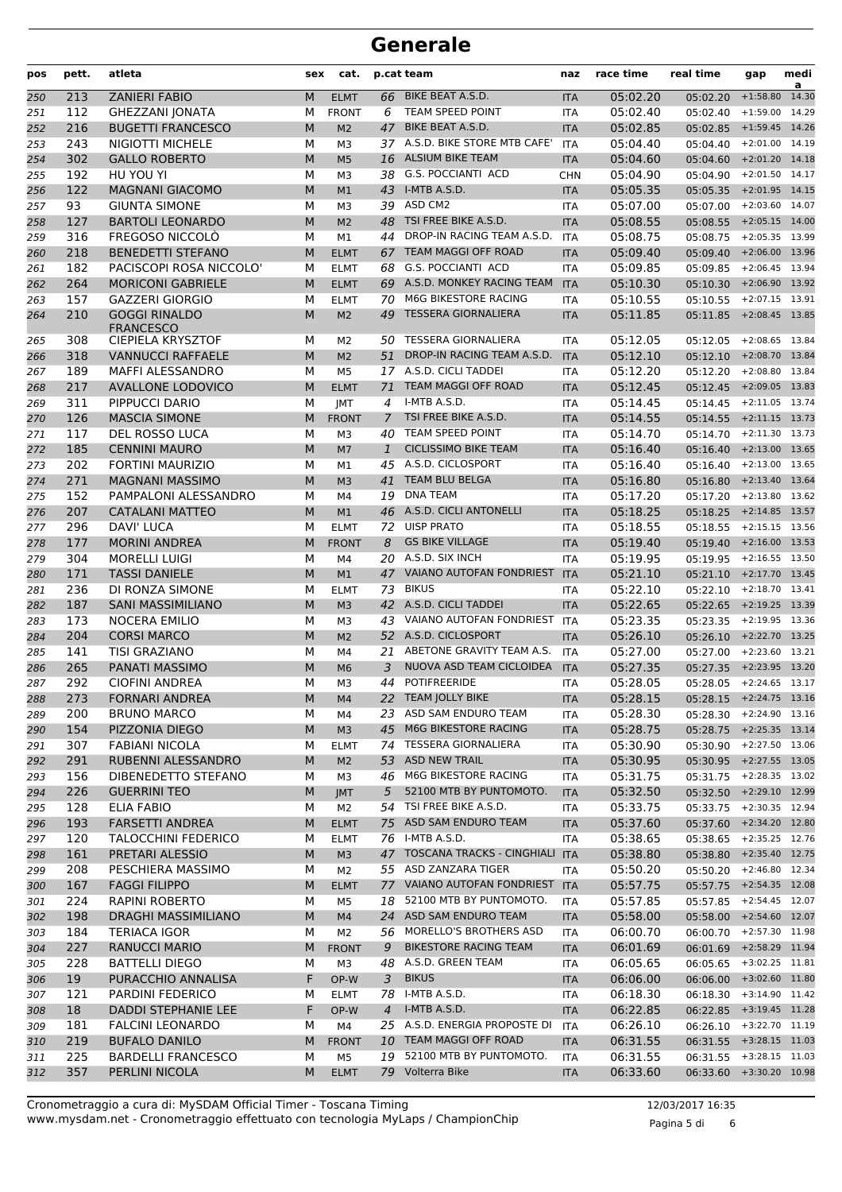# Generale

| pos | pett. | atleta | sex | cat. | p.cat | team | naz | race time | real time | gap | media |
|---|---|---|---|---|---|---|---|---|---|---|---|
| 250 | 213 | ZANIERI FABIO | M | ELMT | 66 | BIKE BEAT A.S.D. | ITA | 05:02.20 | 05:02.20 | +1:58.80 | 14.30 |
| 251 | 112 | GHEZZANI JONATA | M | FRONT | 6 | TEAM SPEED POINT | ITA | 05:02.40 | 05:02.40 | +1:59.00 | 14.29 |
| 252 | 216 | BUGETTI FRANCESCO | M | M2 | 47 | BIKE BEAT A.S.D. | ITA | 05:02.85 | 05:02.85 | +1:59.45 | 14.26 |
| 253 | 243 | NIGIOTTI MICHELE | M | M3 | 37 | A.S.D. BIKE STORE MTB CAFE' | ITA | 05:04.40 | 05:04.40 | +2:01.00 | 14.19 |
| 254 | 302 | GALLO ROBERTO | M | M5 | 16 | ALSIUM BIKE TEAM | ITA | 05:04.60 | 05:04.60 | +2:01.20 | 14.18 |
| 255 | 192 | HU YOU YI | M | M3 | 38 | G.S. POCCIANTI ACD | CHN | 05:04.90 | 05:04.90 | +2:01.50 | 14.17 |
| 256 | 122 | MAGNANI GIACOMO | M | M1 | 43 | I-MTB A.S.D. | ITA | 05:05.35 | 05:05.35 | +2:01.95 | 14.15 |
| 257 | 93 | GIUNTA SIMONE | M | M3 | 39 | ASD CM2 | ITA | 05:07.00 | 05:07.00 | +2:03.60 | 14.07 |
| 258 | 127 | BARTOLI LEONARDO | M | M2 | 48 | TSI FREE BIKE A.S.D. | ITA | 05:08.55 | 05:08.55 | +2:05.15 | 14.00 |
| 259 | 316 | FREGOSO NICCOLÒ | M | M1 | 44 | DROP-IN RACING TEAM A.S.D. | ITA | 05:08.75 | 05:08.75 | +2:05.35 | 13.99 |
| 260 | 218 | BENEDETTI STEFANO | M | ELMT | 67 | TEAM MAGGI OFF ROAD | ITA | 05:09.40 | 05:09.40 | +2:06.00 | 13.96 |
| 261 | 182 | PACISCOPI ROSA NICCOLO' | M | ELMT | 68 | G.S. POCCIANTI ACD | ITA | 05:09.85 | 05:09.85 | +2:06.45 | 13.94 |
| 262 | 264 | MORICONI GABRIELE | M | ELMT | 69 | A.S.D. MONKEY RACING TEAM | ITA | 05:10.30 | 05:10.30 | +2:06.90 | 13.92 |
| 263 | 157 | GAZZERI GIORGIO | M | ELMT | 70 | M6G BIKESTORE RACING | ITA | 05:10.55 | 05:10.55 | +2:07.15 | 13.91 |
| 264 | 210 | GOGGI RINALDO FRANCESCO | M | M2 | 49 | TESSERA GIORNALIERA | ITA | 05:11.85 | 05:11.85 | +2:08.45 | 13.85 |
| 265 | 308 | CIEPIELA KRYSZTOF | M | M2 | 50 | TESSERA GIORNALIERA | ITA | 05:12.05 | 05:12.05 | +2:08.65 | 13.84 |
| 266 | 318 | VANNUCCI RAFFAELE | M | M2 | 51 | DROP-IN RACING TEAM A.S.D. | ITA | 05:12.10 | 05:12.10 | +2:08.70 | 13.84 |
| 267 | 189 | MAFFI ALESSANDRO | M | M5 | 17 | A.S.D. CICLI TADDEI | ITA | 05:12.20 | 05:12.20 | +2:08.80 | 13.84 |
| 268 | 217 | AVALLONE LODOVICO | M | ELMT | 71 | TEAM MAGGI OFF ROAD | ITA | 05:12.45 | 05:12.45 | +2:09.05 | 13.83 |
| 269 | 311 | PIPPUCCI DARIO | M | JMT | 4 | I-MTB A.S.D. | ITA | 05:14.45 | 05:14.45 | +2:11.05 | 13.74 |
| 270 | 126 | MASCIA SIMONE | M | FRONT | 7 | TSI FREE BIKE A.S.D. | ITA | 05:14.55 | 05:14.55 | +2:11.15 | 13.73 |
| 271 | 117 | DEL ROSSO LUCA | M | M3 | 40 | TEAM SPEED POINT | ITA | 05:14.70 | 05:14.70 | +2:11.30 | 13.73 |
| 272 | 185 | CENNINI MAURO | M | M7 | 1 | CICLISSIMO BIKE TEAM | ITA | 05:16.40 | 05:16.40 | +2:13.00 | 13.65 |
| 273 | 202 | FORTINI MAURIZIO | M | M1 | 45 | A.S.D. CICLOSPORT | ITA | 05:16.40 | 05:16.40 | +2:13.00 | 13.65 |
| 274 | 271 | MAGNANI MASSIMO | M | M3 | 41 | TEAM BLU BELGA | ITA | 05:16.80 | 05:16.80 | +2:13.40 | 13.64 |
| 275 | 152 | PAMPALONI ALESSANDRO | M | M4 | 19 | DNA TEAM | ITA | 05:17.20 | 05:17.20 | +2:13.80 | 13.62 |
| 276 | 207 | CATALANI MATTEO | M | M1 | 46 | A.S.D. CICLI ANTONELLI | ITA | 05:18.25 | 05:18.25 | +2:14.85 | 13.57 |
| 277 | 296 | DAVI' LUCA | M | ELMT | 72 | UISP PRATO | ITA | 05:18.55 | 05:18.55 | +2:15.15 | 13.56 |
| 278 | 177 | MORINI ANDREA | M | FRONT | 8 | GS BIKE VILLAGE | ITA | 05:19.40 | 05:19.40 | +2:16.00 | 13.53 |
| 279 | 304 | MORELLI LUIGI | M | M4 | 20 | A.S.D. SIX INCH | ITA | 05:19.95 | 05:19.95 | +2:16.55 | 13.50 |
| 280 | 171 | TASSI DANIELE | M | M1 | 47 | VAIANO AUTOFAN FONDRIEST | ITA | 05:21.10 | 05:21.10 | +2:17.70 | 13.45 |
| 281 | 236 | DI RONZA SIMONE | M | ELMT | 73 | BIKUS | ITA | 05:22.10 | 05:22.10 | +2:18.70 | 13.41 |
| 282 | 187 | SANI MASSIMILIANO | M | M3 | 42 | A.S.D. CICLI TADDEI | ITA | 05:22.65 | 05:22.65 | +2:19.25 | 13.39 |
| 283 | 173 | NOCERA EMILIO | M | M3 | 43 | VAIANO AUTOFAN FONDRIEST | ITA | 05:23.35 | 05:23.35 | +2:19.95 | 13.36 |
| 284 | 204 | CORSI MARCO | M | M2 | 52 | A.S.D. CICLOSPORT | ITA | 05:26.10 | 05:26.10 | +2:22.70 | 13.25 |
| 285 | 141 | TISI GRAZIANO | M | M4 | 21 | ABETONE GRAVITY TEAM A.S. | ITA | 05:27.00 | 05:27.00 | +2:23.60 | 13.21 |
| 286 | 265 | PANATI MASSIMO | M | M6 | 3 | NUOVA ASD TEAM CICLOIDEA | ITA | 05:27.35 | 05:27.35 | +2:23.95 | 13.20 |
| 287 | 292 | CIOFINI ANDREA | M | M3 | 44 | POTIFREERIDE | ITA | 05:28.05 | 05:28.05 | +2:24.65 | 13.17 |
| 288 | 273 | FORNARI ANDREA | M | M4 | 22 | TEAM JOLLY BIKE | ITA | 05:28.15 | 05:28.15 | +2:24.75 | 13.16 |
| 289 | 200 | BRUNO MARCO | M | M4 | 23 | ASD SAM ENDURO TEAM | ITA | 05:28.30 | 05:28.30 | +2:24.90 | 13.16 |
| 290 | 154 | PIZZONIA DIEGO | M | M3 | 45 | M6G BIKESTORE RACING | ITA | 05:28.75 | 05:28.75 | +2:25.35 | 13.14 |
| 291 | 307 | FABIANI NICOLA | M | ELMT | 74 | TESSERA GIORNALIERA | ITA | 05:30.90 | 05:30.90 | +2:27.50 | 13.06 |
| 292 | 291 | RUBENNI ALESSANDRO | M | M2 | 53 | ASD NEW TRAIL | ITA | 05:30.95 | 05:30.95 | +2:27.55 | 13.05 |
| 293 | 156 | DIBENEDETTO STEFANO | M | M3 | 46 | M6G BIKESTORE RACING | ITA | 05:31.75 | 05:31.75 | +2:28.35 | 13.02 |
| 294 | 226 | GUERRINI TEO | M | JMT | 5 | 52100 MTB BY PUNTOMOTO. | ITA | 05:32.50 | 05:32.50 | +2:29.10 | 12.99 |
| 295 | 128 | ELIA FABIO | M | M2 | 54 | TSI FREE BIKE A.S.D. | ITA | 05:33.75 | 05:33.75 | +2:30.35 | 12.94 |
| 296 | 193 | FARSETTI ANDREA | M | ELMT | 75 | ASD SAM ENDURO TEAM | ITA | 05:37.60 | 05:37.60 | +2:34.20 | 12.80 |
| 297 | 120 | TALOCCHINI FEDERICO | M | ELMT | 76 | I-MTB A.S.D. | ITA | 05:38.65 | 05:38.65 | +2:35.25 | 12.76 |
| 298 | 161 | PRETARI ALESSIO | M | M3 | 47 | TOSCANA TRACKS - CINGHIALI | ITA | 05:38.80 | 05:38.80 | +2:35.40 | 12.75 |
| 299 | 208 | PESCHIERA MASSIMO | M | M2 | 55 | ASD ZANZARA TIGER | ITA | 05:50.20 | 05:50.20 | +2:46.80 | 12.34 |
| 300 | 167 | FAGGI FILIPPO | M | ELMT | 77 | VAIANO AUTOFAN FONDRIEST | ITA | 05:57.75 | 05:57.75 | +2:54.35 | 12.08 |
| 301 | 224 | RAPINI ROBERTO | M | M5 | 18 | 52100 MTB BY PUNTOMOTO. | ITA | 05:57.85 | 05:57.85 | +2:54.45 | 12.07 |
| 302 | 198 | DRAGHI MASSIMILIANO | M | M4 | 24 | ASD SAM ENDURO TEAM | ITA | 05:58.00 | 05:58.00 | +2:54.60 | 12.07 |
| 303 | 184 | TERIACA IGOR | M | M2 | 56 | MORELLO'S BROTHERS ASD | ITA | 06:00.70 | 06:00.70 | +2:57.30 | 11.98 |
| 304 | 227 | RANUCCI MARIO | M | FRONT | 9 | BIKESTORE RACING TEAM | ITA | 06:01.69 | 06:01.69 | +2:58.29 | 11.94 |
| 305 | 228 | BATTELLI DIEGO | M | M3 | 48 | A.S.D. GREEN TEAM | ITA | 06:05.65 | 06:05.65 | +3:02.25 | 11.81 |
| 306 | 19 | PURACCHIO ANNALISA | F | OP-W | 3 | BIKUS | ITA | 06:06.00 | 06:06.00 | +3:02.60 | 11.80 |
| 307 | 121 | PARDINI FEDERICO | M | ELMT | 78 | I-MTB A.S.D. | ITA | 06:18.30 | 06:18.30 | +3:14.90 | 11.42 |
| 308 | 18 | DADDI STEPHANIE LEE | F | OP-W | 4 | I-MTB A.S.D. | ITA | 06:22.85 | 06:22.85 | +3:19.45 | 11.28 |
| 309 | 181 | FALCINI LEONARDO | M | M4 | 25 | A.S.D. ENERGIA PROPOSTE DI | ITA | 06:26.10 | 06:26.10 | +3:22.70 | 11.19 |
| 310 | 219 | BUFALO DANILO | M | FRONT | 10 | TEAM MAGGI OFF ROAD | ITA | 06:31.55 | 06:31.55 | +3:28.15 | 11.03 |
| 311 | 225 | BARDELLI FRANCESCO | M | M5 | 19 | 52100 MTB BY PUNTOMOTO. | ITA | 06:31.55 | 06:31.55 | +3:28.15 | 11.03 |
| 312 | 357 | PERLINI NICOLA | M | ELMT | 79 | Volterra Bike | ITA | 06:33.60 | 06:33.60 | +3:30.20 | 10.98 |

Cronometraggio a cura di: MySDAM Official Timer - Toscana Timing
www.mysdam.net - Cronometraggio effettuato con tecnologia MyLaps / ChampionChip

12/03/2017 16:35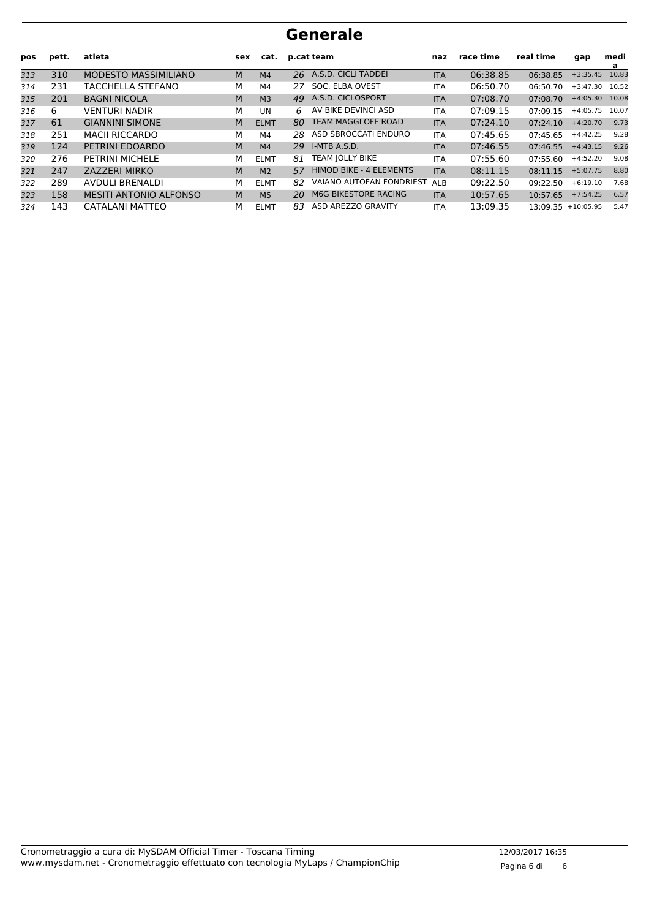# Generale

| pos | pett. | atleta | sex | cat. | p.cat | team | naz | race time | real time | gap | media |
|---|---|---|---|---|---|---|---|---|---|---|---|
| 313 | 310 | MODESTO MASSIMILIANO | M | M4 | 26 | A.S.D. CICLI TADDEI | ITA | 06:38.85 | 06:38.85 | +3:35.45 | 10.83 |
| 314 | 231 | TACCHELLA STEFANO | M | M4 | 27 | SOC. ELBA OVEST | ITA | 06:50.70 | 06:50.70 | +3:47.30 | 10.52 |
| 315 | 201 | BAGNI NICOLA | M | M3 | 49 | A.S.D. CICLOSPORT | ITA | 07:08.70 | 07:08.70 | +4:05.30 | 10.08 |
| 316 | 6 | VENTURI NADIR | M | UN | 6 | AV BIKE DEVINCI ASD | ITA | 07:09.15 | 07:09.15 | +4:05.75 | 10.07 |
| 317 | 61 | GIANNINI SIMONE | M | ELMT | 80 | TEAM MAGGI OFF ROAD | ITA | 07:24.10 | 07:24.10 | +4:20.70 | 9.73 |
| 318 | 251 | MACII RICCARDO | M | M4 | 28 | ASD SBROCCATI ENDURO | ITA | 07:45.65 | 07:45.65 | +4:42.25 | 9.28 |
| 319 | 124 | PETRINI EDOARDO | M | M4 | 29 | I-MTB A.S.D. | ITA | 07:46.55 | 07:46.55 | +4:43.15 | 9.26 |
| 320 | 276 | PETRINI MICHELE | M | ELMT | 81 | TEAM JOLLY BIKE | ITA | 07:55.60 | 07:55.60 | +4:52.20 | 9.08 |
| 321 | 247 | ZAZZERI MIRKO | M | M2 | 57 | HIMOD BIKE - 4 ELEMENTS | ITA | 08:11.15 | 08:11.15 | +5:07.75 | 8.80 |
| 322 | 289 | AVDULI BRENALDI | M | ELMT | 82 | VAIANO AUTOFAN FONDRIEST | ALB | 09:22.50 | 09:22.50 | +6:19.10 | 7.68 |
| 323 | 158 | MESITI ANTONIO ALFONSO | M | M5 | 20 | M6G BIKESTORE RACING | ITA | 10:57.65 | 10:57.65 | +7:54.25 | 6.57 |
| 324 | 143 | CATALANI MATTEO | M | ELMT | 83 | ASD AREZZO GRAVITY | ITA | 13:09.35 | 13:09.35 | +10:05.95 | 5.47 |

Cronometraggio a cura di: MySDAM Official Timer - Toscana Timing
www.mysdam.net - Cronometraggio effettuato con tecnologia MyLaps / ChampionChip

12/03/2017 16:35